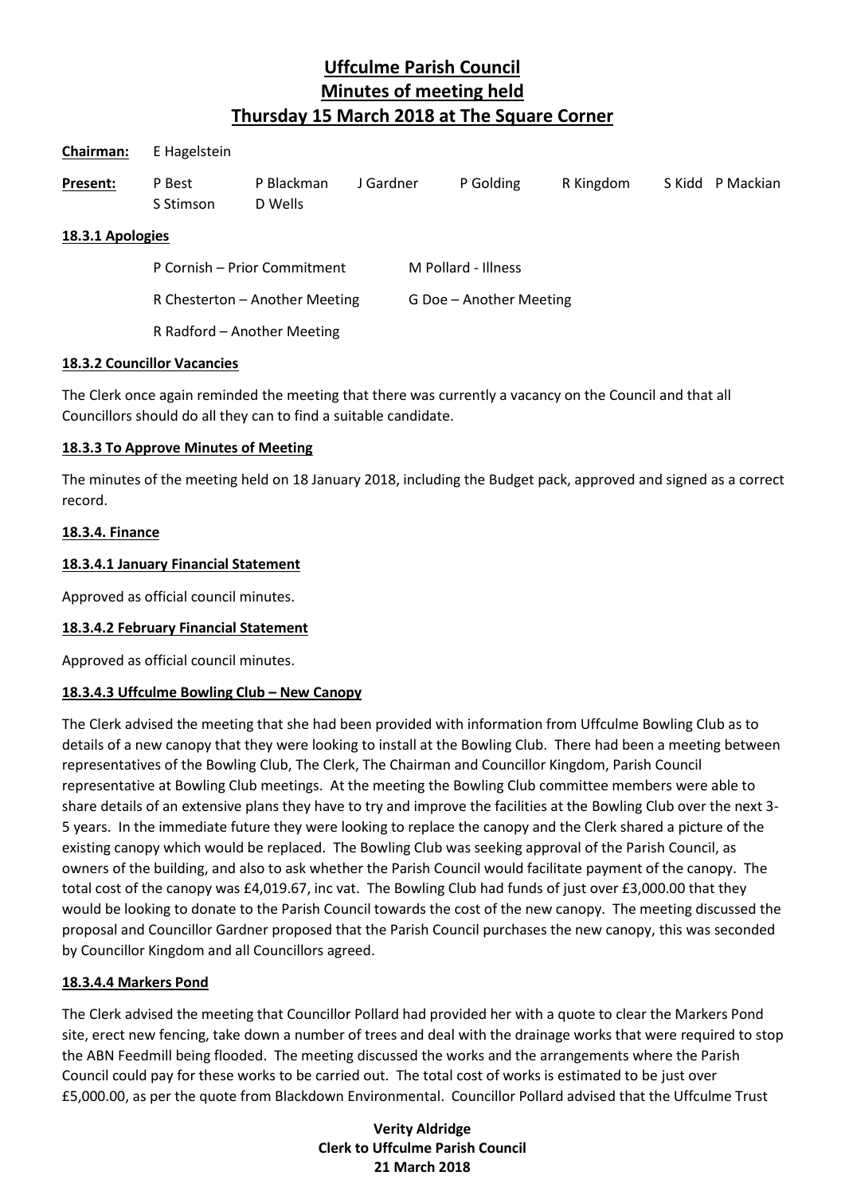# Uffculme Parish Council
# Minutes of meeting held
# Thursday 15 March 2018 at The Square Corner

**Chairman:** E Hagelstein

**Present:** P Best, P Blackman, J Gardner, P Golding, R Kingdom, S Kidd, P Mackian, S Stimson, D Wells

**18.3.1 Apologies**

P Cornish – Prior Commitment

M Pollard - Illness

R Chesterton – Another Meeting

G Doe – Another Meeting

R Radford – Another Meeting

**18.3.2 Councillor Vacancies**

The Clerk once again reminded the meeting that there was currently a vacancy on the Council and that all Councillors should do all they can to find a suitable candidate.

**18.3.3 To Approve Minutes of Meeting**

The minutes of the meeting held on 18 January 2018, including the Budget pack, approved and signed as a correct record.

**18.3.4. Finance**

**18.3.4.1 January Financial Statement**

Approved as official council minutes.

**18.3.4.2 February Financial Statement**

Approved as official council minutes.

**18.3.4.3 Uffculme Bowling Club – New Canopy**

The Clerk advised the meeting that she had been provided with information from Uffculme Bowling Club as to details of a new canopy that they were looking to install at the Bowling Club. There had been a meeting between representatives of the Bowling Club, The Clerk, The Chairman and Councillor Kingdom, Parish Council representative at Bowling Club meetings. At the meeting the Bowling Club committee members were able to share details of an extensive plans they have to try and improve the facilities at the Bowling Club over the next 3-5 years. In the immediate future they were looking to replace the canopy and the Clerk shared a picture of the existing canopy which would be replaced. The Bowling Club was seeking approval of the Parish Council, as owners of the building, and also to ask whether the Parish Council would facilitate payment of the canopy. The total cost of the canopy was £4,019.67, inc vat. The Bowling Club had funds of just over £3,000.00 that they would be looking to donate to the Parish Council towards the cost of the new canopy. The meeting discussed the proposal and Councillor Gardner proposed that the Parish Council purchases the new canopy, this was seconded by Councillor Kingdom and all Councillors agreed.

**18.3.4.4 Markers Pond**

The Clerk advised the meeting that Councillor Pollard had provided her with a quote to clear the Markers Pond site, erect new fencing, take down a number of trees and deal with the drainage works that were required to stop the ABN Feedmill being flooded. The meeting discussed the works and the arrangements where the Parish Council could pay for these works to be carried out. The total cost of works is estimated to be just over £5,000.00, as per the quote from Blackdown Environmental. Councillor Pollard advised that the Uffculme Trust

**Verity Aldridge**
**Clerk to Uffculme Parish Council**
**21 March 2018**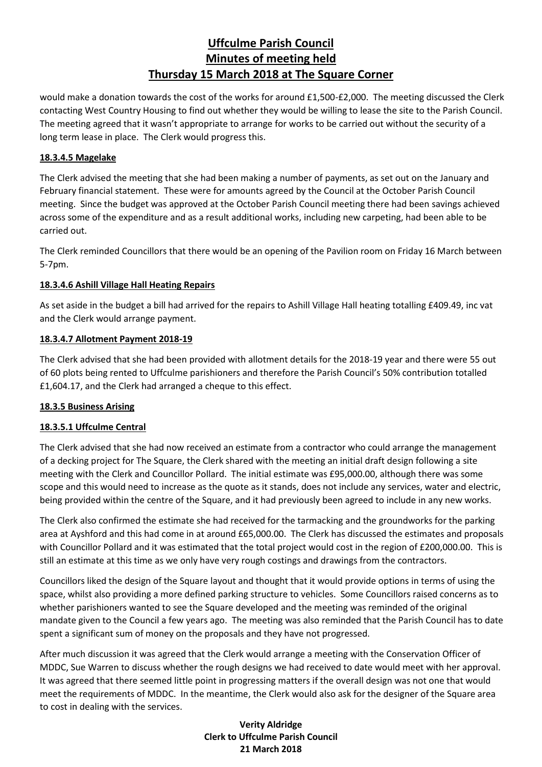would make a donation towards the cost of the works for around £1,500-£2,000. The meeting discussed the Clerk contacting West Country Housing to find out whether they would be willing to lease the site to the Parish Council. The meeting agreed that it wasn't appropriate to arrange for works to be carried out without the security of a long term lease in place. The Clerk would progress this.

**18.3.4.5 Magelake**

The Clerk advised the meeting that she had been making a number of payments, as set out on the January and February financial statement. These were for amounts agreed by the Council at the October Parish Council meeting. Since the budget was approved at the October Parish Council meeting there had been savings achieved across some of the expenditure and as a result additional works, including new carpeting, had been able to be carried out.

The Clerk reminded Councillors that there would be an opening of the Pavilion room on Friday 16 March between 5-7pm.

**18.3.4.6 Ashill Village Hall Heating Repairs**

As set aside in the budget a bill had arrived for the repairs to Ashill Village Hall heating totalling £409.49, inc vat and the Clerk would arrange payment.

**18.3.4.7 Allotment Payment 2018-19**

The Clerk advised that she had been provided with allotment details for the 2018-19 year and there were 55 out of 60 plots being rented to Uffculme parishioners and therefore the Parish Council's 50% contribution totalled £1,604.17, and the Clerk had arranged a cheque to this effect.

**18.3.5 Business Arising**

**18.3.5.1 Uffculme Central**

The Clerk advised that she had now received an estimate from a contractor who could arrange the management of a decking project for The Square, the Clerk shared with the meeting an initial draft design following a site meeting with the Clerk and Councillor Pollard. The initial estimate was £95,000.00, although there was some scope and this would need to increase as the quote as it stands, does not include any services, water and electric, being provided within the centre of the Square, and it had previously been agreed to include in any new works.

The Clerk also confirmed the estimate she had received for the tarmacking and the groundworks for the parking area at Ayshford and this had come in at around £65,000.00. The Clerk has discussed the estimates and proposals with Councillor Pollard and it was estimated that the total project would cost in the region of £200,000.00. This is still an estimate at this time as we only have very rough costings and drawings from the contractors.

Councillors liked the design of the Square layout and thought that it would provide options in terms of using the space, whilst also providing a more defined parking structure to vehicles. Some Councillors raised concerns as to whether parishioners wanted to see the Square developed and the meeting was reminded of the original mandate given to the Council a few years ago. The meeting was also reminded that the Parish Council has to date spent a significant sum of money on the proposals and they have not progressed.

After much discussion it was agreed that the Clerk would arrange a meeting with the Conservation Officer of MDDC, Sue Warren to discuss whether the rough designs we had received to date would meet with her approval. It was agreed that there seemed little point in progressing matters if the overall design was not one that would meet the requirements of MDDC. In the meantime, the Clerk would also ask for the designer of the Square area to cost in dealing with the services.

**Verity Aldridge**
**Clerk to Uffculme Parish Council**
**21 March 2018**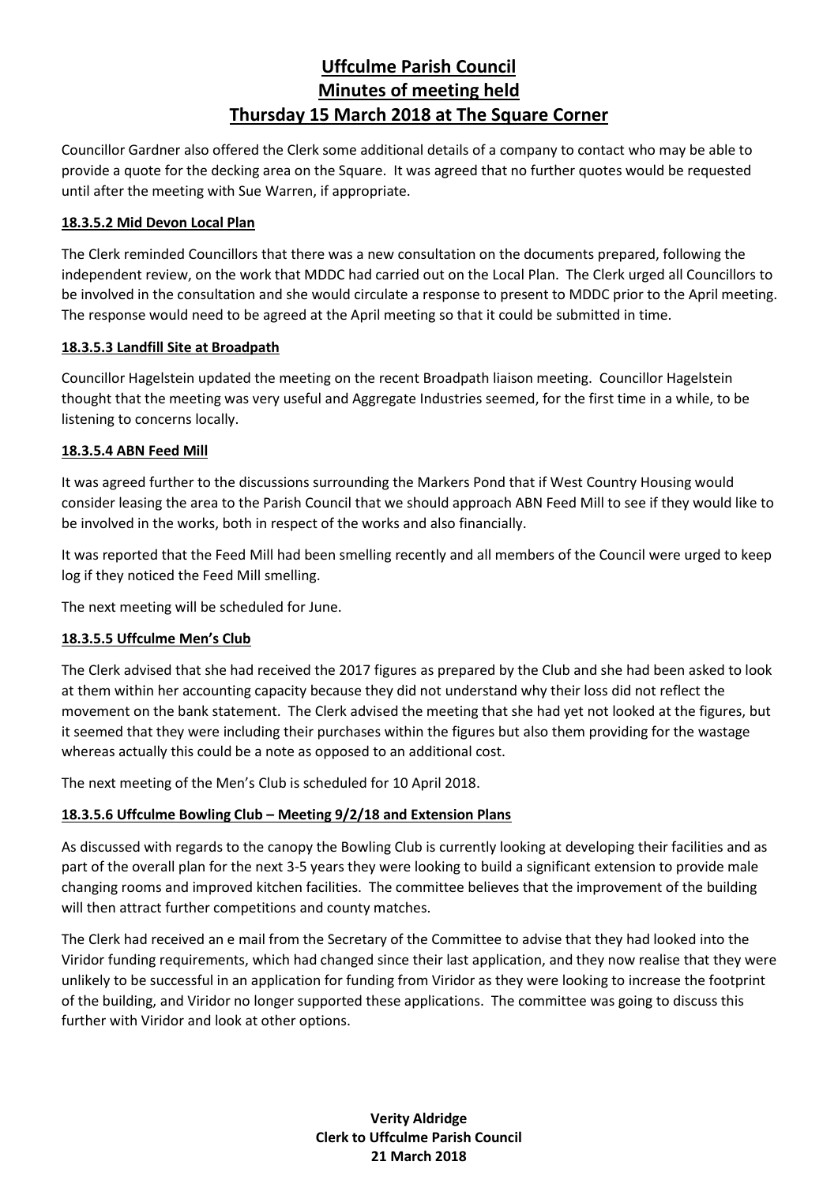Councillor Gardner also offered the Clerk some additional details of a company to contact who may be able to provide a quote for the decking area on the Square. It was agreed that no further quotes would be requested until after the meeting with Sue Warren, if appropriate.

**18.3.5.2 Mid Devon Local Plan**

The Clerk reminded Councillors that there was a new consultation on the documents prepared, following the independent review, on the work that MDDC had carried out on the Local Plan. The Clerk urged all Councillors to be involved in the consultation and she would circulate a response to present to MDDC prior to the April meeting. The response would need to be agreed at the April meeting so that it could be submitted in time.

**18.3.5.3 Landfill Site at Broadpath**

Councillor Hagelstein updated the meeting on the recent Broadpath liaison meeting. Councillor Hagelstein thought that the meeting was very useful and Aggregate Industries seemed, for the first time in a while, to be listening to concerns locally.

**18.3.5.4 ABN Feed Mill**

It was agreed further to the discussions surrounding the Markers Pond that if West Country Housing would consider leasing the area to the Parish Council that we should approach ABN Feed Mill to see if they would like to be involved in the works, both in respect of the works and also financially.

It was reported that the Feed Mill had been smelling recently and all members of the Council were urged to keep log if they noticed the Feed Mill smelling.

The next meeting will be scheduled for June.

**18.3.5.5 Uffculme Men's Club**

The Clerk advised that she had received the 2017 figures as prepared by the Club and she had been asked to look at them within her accounting capacity because they did not understand why their loss did not reflect the movement on the bank statement. The Clerk advised the meeting that she had yet not looked at the figures, but it seemed that they were including their purchases within the figures but also them providing for the wastage whereas actually this could be a note as opposed to an additional cost.

The next meeting of the Men's Club is scheduled for 10 April 2018.

**18.3.5.6 Uffculme Bowling Club – Meeting 9/2/18 and Extension Plans**

As discussed with regards to the canopy the Bowling Club is currently looking at developing their facilities and as part of the overall plan for the next 3-5 years they were looking to build a significant extension to provide male changing rooms and improved kitchen facilities. The committee believes that the improvement of the building will then attract further competitions and county matches.

The Clerk had received an e mail from the Secretary of the Committee to advise that they had looked into the Viridor funding requirements, which had changed since their last application, and they now realise that they were unlikely to be successful in an application for funding from Viridor as they were looking to increase the footprint of the building, and Viridor no longer supported these applications. The committee was going to discuss this further with Viridor and look at other options.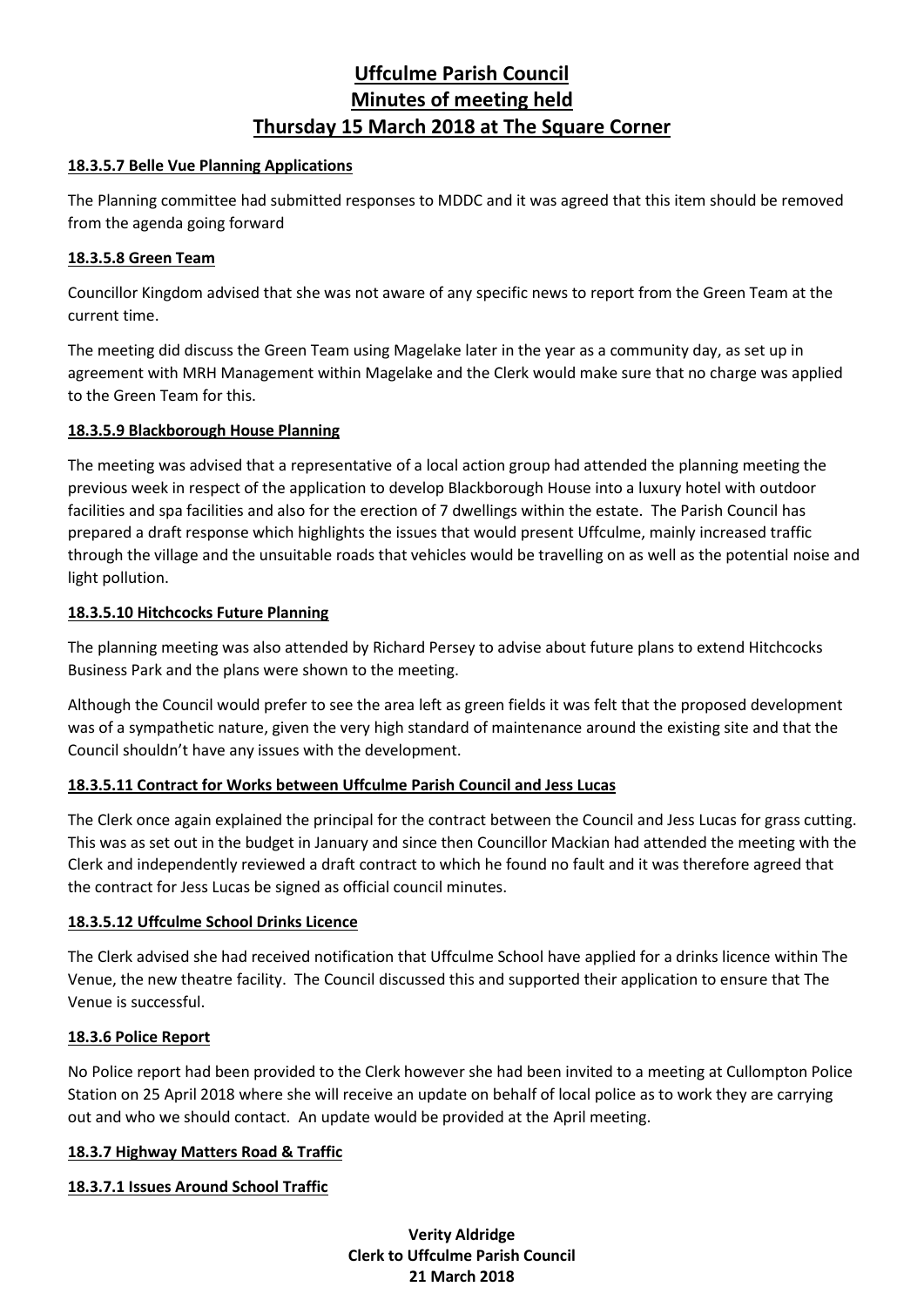# Uffculme Parish Council
# Minutes of meeting held
# Thursday 15 March 2018 at The Square Corner

**18.3.5.7 Belle Vue Planning Applications**

The Planning committee had submitted responses to MDDC and it was agreed that this item should be removed from the agenda going forward

**18.3.5.8 Green Team**

Councillor Kingdom advised that she was not aware of any specific news to report from the Green Team at the current time.

The meeting did discuss the Green Team using Magelake later in the year as a community day, as set up in agreement with MRH Management within Magelake and the Clerk would make sure that no charge was applied to the Green Team for this.

**18.3.5.9 Blackborough House Planning**

The meeting was advised that a representative of a local action group had attended the planning meeting the previous week in respect of the application to develop Blackborough House into a luxury hotel with outdoor facilities and spa facilities and also for the erection of 7 dwellings within the estate. The Parish Council has prepared a draft response which highlights the issues that would present Uffculme, mainly increased traffic through the village and the unsuitable roads that vehicles would be travelling on as well as the potential noise and light pollution.

**18.3.5.10 Hitchcocks Future Planning**

The planning meeting was also attended by Richard Persey to advise about future plans to extend Hitchcocks Business Park and the plans were shown to the meeting.

Although the Council would prefer to see the area left as green fields it was felt that the proposed development was of a sympathetic nature, given the very high standard of maintenance around the existing site and that the Council shouldn't have any issues with the development.

**18.3.5.11 Contract for Works between Uffculme Parish Council and Jess Lucas**

The Clerk once again explained the principal for the contract between the Council and Jess Lucas for grass cutting. This was as set out in the budget in January and since then Councillor Mackian had attended the meeting with the Clerk and independently reviewed a draft contract to which he found no fault and it was therefore agreed that the contract for Jess Lucas be signed as official council minutes.

**18.3.5.12 Uffculme School Drinks Licence**

The Clerk advised she had received notification that Uffculme School have applied for a drinks licence within The Venue, the new theatre facility. The Council discussed this and supported their application to ensure that The Venue is successful.

**18.3.6 Police Report**

No Police report had been provided to the Clerk however she had been invited to a meeting at Cullompton Police Station on 25 April 2018 where she will receive an update on behalf of local police as to work they are carrying out and who we should contact. An update would be provided at the April meeting.

**18.3.7 Highway Matters Road & Traffic**

**18.3.7.1 Issues Around School Traffic**

**Verity Aldridge**
**Clerk to Uffculme Parish Council**
**21 March 2018**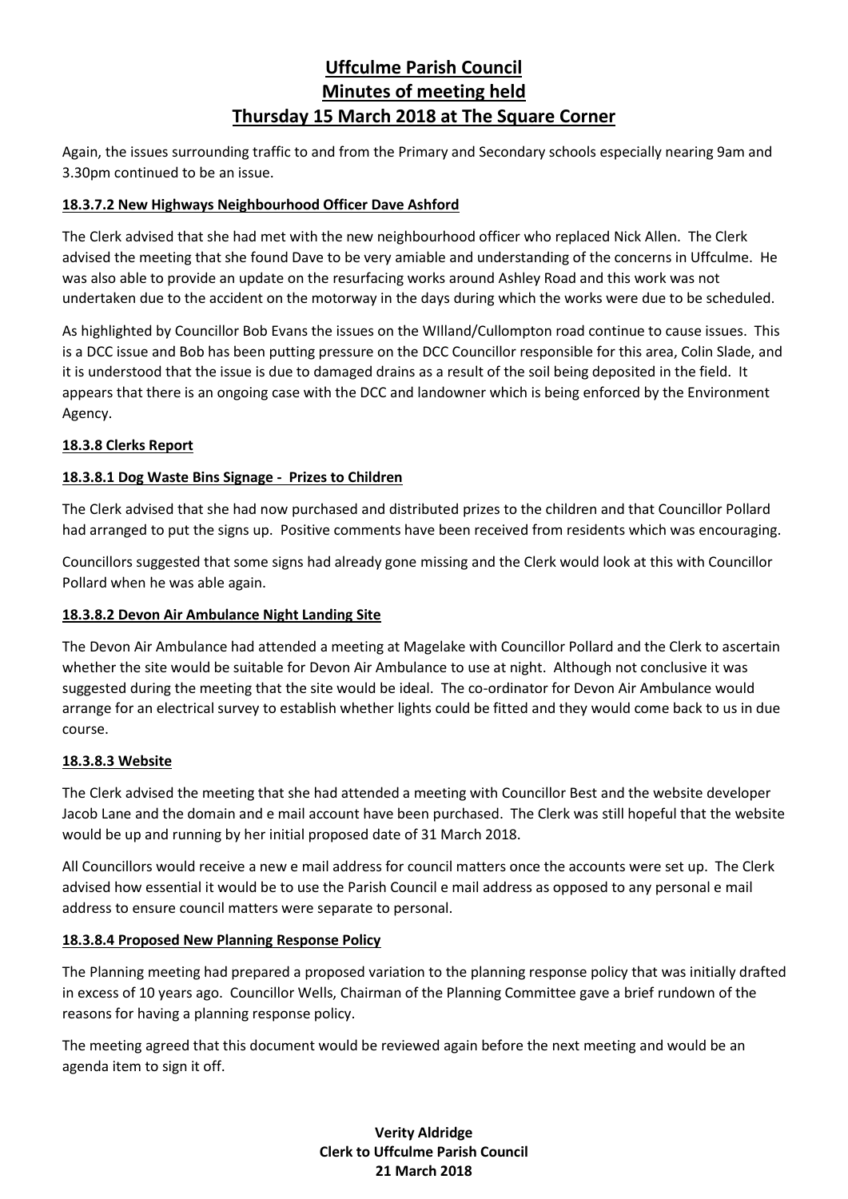# Uffculme Parish Council
# Minutes of meeting held
# Thursday 15 March 2018 at The Square Corner

Again, the issues surrounding traffic to and from the Primary and Secondary schools especially nearing 9am and 3.30pm continued to be an issue.

**18.3.7.2 New Highways Neighbourhood Officer Dave Ashford**

The Clerk advised that she had met with the new neighbourhood officer who replaced Nick Allen. The Clerk advised the meeting that she found Dave to be very amiable and understanding of the concerns in Uffculme. He was also able to provide an update on the resurfacing works around Ashley Road and this work was not undertaken due to the accident on the motorway in the days during which the works were due to be scheduled.

As highlighted by Councillor Bob Evans the issues on the WIlland/Cullompton road continue to cause issues. This is a DCC issue and Bob has been putting pressure on the DCC Councillor responsible for this area, Colin Slade, and it is understood that the issue is due to damaged drains as a result of the soil being deposited in the field. It appears that there is an ongoing case with the DCC and landowner which is being enforced by the Environment Agency.

**18.3.8 Clerks Report**

**18.3.8.1 Dog Waste Bins Signage - Prizes to Children**

The Clerk advised that she had now purchased and distributed prizes to the children and that Councillor Pollard had arranged to put the signs up. Positive comments have been received from residents which was encouraging.

Councillors suggested that some signs had already gone missing and the Clerk would look at this with Councillor Pollard when he was able again.

**18.3.8.2 Devon Air Ambulance Night Landing Site**

The Devon Air Ambulance had attended a meeting at Magelake with Councillor Pollard and the Clerk to ascertain whether the site would be suitable for Devon Air Ambulance to use at night. Although not conclusive it was suggested during the meeting that the site would be ideal. The co-ordinator for Devon Air Ambulance would arrange for an electrical survey to establish whether lights could be fitted and they would come back to us in due course.

**18.3.8.3 Website**

The Clerk advised the meeting that she had attended a meeting with Councillor Best and the website developer Jacob Lane and the domain and e mail account have been purchased. The Clerk was still hopeful that the website would be up and running by her initial proposed date of 31 March 2018.

All Councillors would receive a new e mail address for council matters once the accounts were set up. The Clerk advised how essential it would be to use the Parish Council e mail address as opposed to any personal e mail address to ensure council matters were separate to personal.

**18.3.8.4 Proposed New Planning Response Policy**

The Planning meeting had prepared a proposed variation to the planning response policy that was initially drafted in excess of 10 years ago. Councillor Wells, Chairman of the Planning Committee gave a brief rundown of the reasons for having a planning response policy.

The meeting agreed that this document would be reviewed again before the next meeting and would be an agenda item to sign it off.

**Verity Aldridge**
**Clerk to Uffculme Parish Council**
**21 March 2018**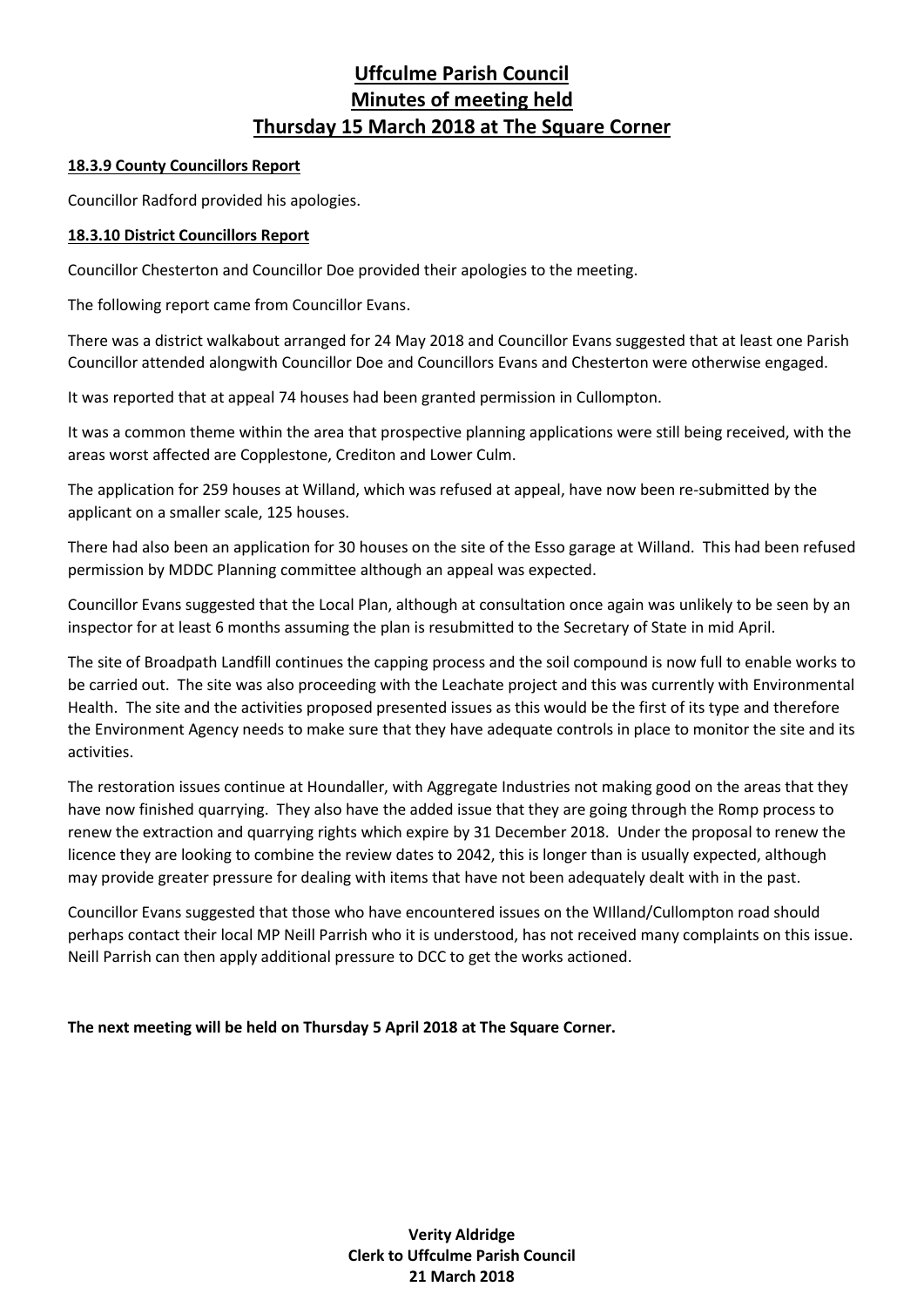# Uffculme Parish Council
# Minutes of meeting held
# Thursday 15 March 2018 at The Square Corner

**18.3.9 County Councillors Report**

Councillor Radford provided his apologies.

**18.3.10 District Councillors Report**

Councillor Chesterton and Councillor Doe provided their apologies to the meeting.

The following report came from Councillor Evans.

There was a district walkabout arranged for 24 May 2018 and Councillor Evans suggested that at least one Parish Councillor attended alongwith Councillor Doe and Councillors Evans and Chesterton were otherwise engaged.

It was reported that at appeal 74 houses had been granted permission in Cullompton.

It was a common theme within the area that prospective planning applications were still being received, with the areas worst affected are Copplestone, Crediton and Lower Culm.

The application for 259 houses at Willand, which was refused at appeal, have now been re-submitted by the applicant on a smaller scale, 125 houses.

There had also been an application for 30 houses on the site of the Esso garage at Willand. This had been refused permission by MDDC Planning committee although an appeal was expected.

Councillor Evans suggested that the Local Plan, although at consultation once again was unlikely to be seen by an inspector for at least 6 months assuming the plan is resubmitted to the Secretary of State in mid April.

The site of Broadpath Landfill continues the capping process and the soil compound is now full to enable works to be carried out. The site was also proceeding with the Leachate project and this was currently with Environmental Health. The site and the activities proposed presented issues as this would be the first of its type and therefore the Environment Agency needs to make sure that they have adequate controls in place to monitor the site and its activities.

The restoration issues continue at Houndaller, with Aggregate Industries not making good on the areas that they have now finished quarrying. They also have the added issue that they are going through the Romp process to renew the extraction and quarrying rights which expire by 31 December 2018. Under the proposal to renew the licence they are looking to combine the review dates to 2042, this is longer than is usually expected, although may provide greater pressure for dealing with items that have not been adequately dealt with in the past.

Councillor Evans suggested that those who have encountered issues on the WIlland/Cullompton road should perhaps contact their local MP Neill Parrish who it is understood, has not received many complaints on this issue. Neill Parrish can then apply additional pressure to DCC to get the works actioned.

**The next meeting will be held on Thursday 5 April 2018 at The Square Corner.**

**Verity Aldridge**
**Clerk to Uffculme Parish Council**
**21 March 2018**